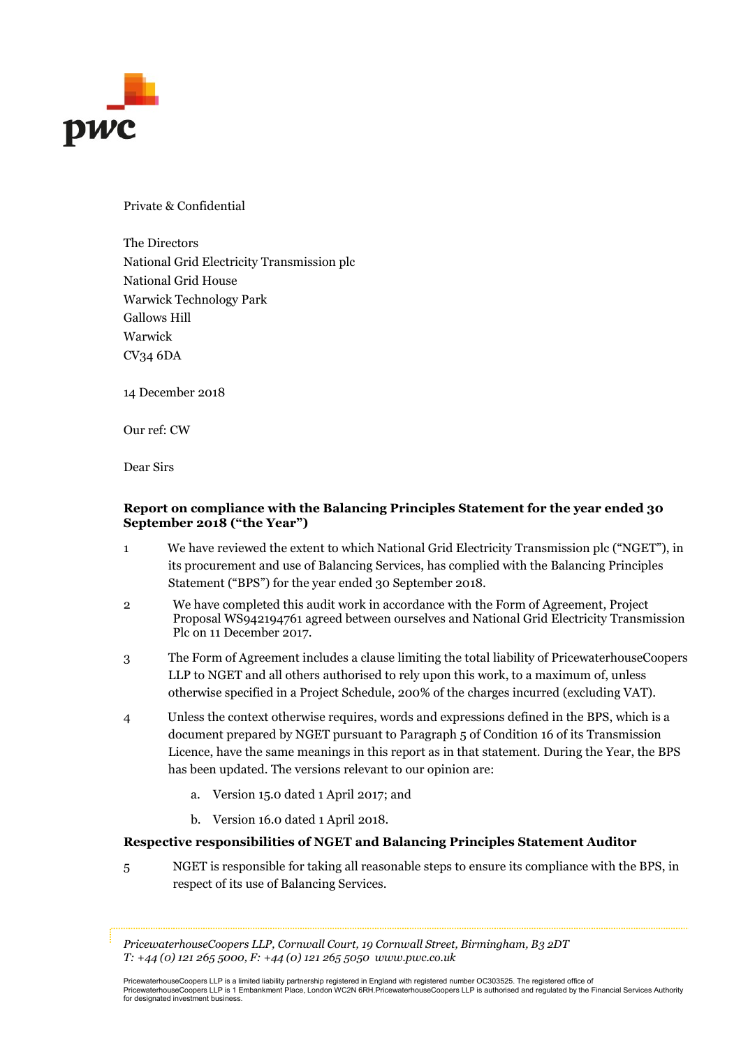Private & Confidential

The Directors
National Grid Electricity Transmission plc
National Grid House
Warwick Technology Park
Gallows Hill
Warwick
CV34 6DA

14 December 2018

Our ref: CW

Dear Sirs

**Report on compliance with the Balancing Principles Statement for the year ended 30 September 2018 ("the Year")**

1. We have reviewed the extent to which National Grid Electricity Transmission plc ("NGET"), in its procurement and use of Balancing Services, has complied with the Balancing Principles Statement ("BPS") for the year ended 30 September 2018.

2. We have completed this audit work in accordance with the Form of Agreement, Project Proposal WS942194761 agreed between ourselves and National Grid Electricity Transmission Plc on 11 December 2017.

3. The Form of Agreement includes a clause limiting the total liability of PricewaterhouseCoopers LLP to NGET and all others authorised to rely upon this work, to a maximum of, unless otherwise specified in a Project Schedule, 200% of the charges incurred (excluding VAT).

4. Unless the context otherwise requires, words and expressions defined in the BPS, which is a document prepared by NGET pursuant to Paragraph 5 of Condition 16 of its Transmission Licence, have the same meanings in this report as in that statement. During the Year, the BPS has been updated. The versions relevant to our opinion are:

   a. Version 15.0 dated 1 April 2017; and

   b. Version 16.0 dated 1 April 2018.

**Respective responsibilities of NGET and Balancing Principles Statement Auditor**

5. NGET is responsible for taking all reasonable steps to ensure its compliance with the BPS, in respect of its use of Balancing Services.

*PricewaterhouseCoopers LLP, Cornwall Court, 19 Cornwall Street, Birmingham, B3 2DT*
*T: +44 (0) 121 265 5000, F: +44 (0) 121 265 5050 www.pwc.co.uk*

PricewaterhouseCoopers LLP is a limited liability partnership registered in England with registered number OC303525. The registered office of PricewaterhouseCoopers LLP is 1 Embankment Place, London WC2N 6RH.PricewaterhouseCoopers LLP is authorised and regulated by the Financial Services Authority for designated investment business.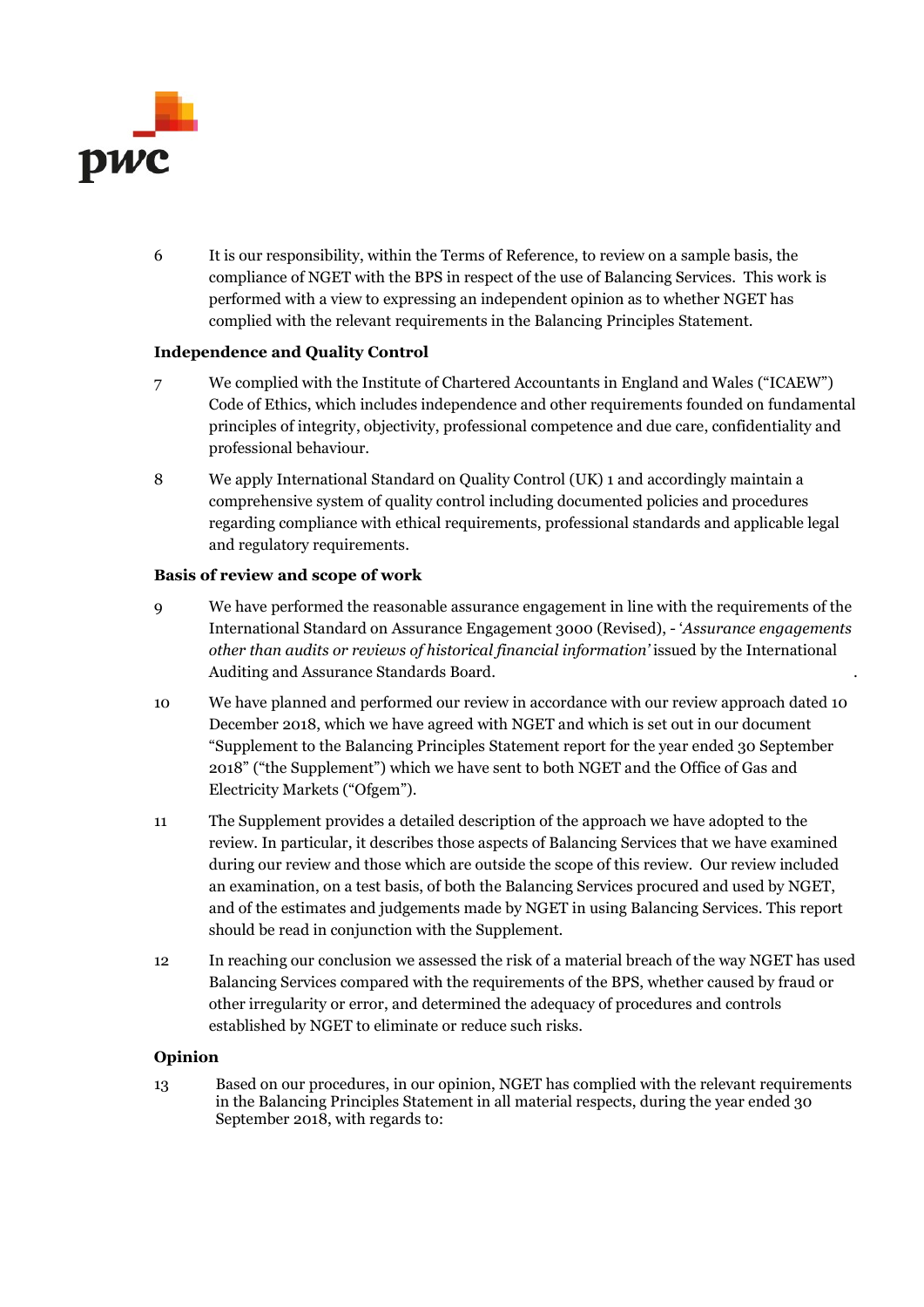6 It is our responsibility, within the Terms of Reference, to review on a sample basis, the compliance of NGET with the BPS in respect of the use of Balancing Services. This work is performed with a view to expressing an independent opinion as to whether NGET has complied with the relevant requirements in the Balancing Principles Statement.

**Independence and Quality Control**

7 We complied with the Institute of Chartered Accountants in England and Wales ("ICAEW") Code of Ethics, which includes independence and other requirements founded on fundamental principles of integrity, objectivity, professional competence and due care, confidentiality and professional behaviour.

8 We apply International Standard on Quality Control (UK) 1 and accordingly maintain a comprehensive system of quality control including documented policies and procedures regarding compliance with ethical requirements, professional standards and applicable legal and regulatory requirements.

**Basis of review and scope of work**

9 We have performed the reasonable assurance engagement in line with the requirements of the International Standard on Assurance Engagement 3000 (Revised), - '*Assurance engagements other than audits or reviews of historical financial information*' issued by the International Auditing and Assurance Standards Board.

10 We have planned and performed our review in accordance with our review approach dated 10 December 2018, which we have agreed with NGET and which is set out in our document "Supplement to the Balancing Principles Statement report for the year ended 30 September 2018" ("the Supplement") which we have sent to both NGET and the Office of Gas and Electricity Markets ("Ofgem").

11 The Supplement provides a detailed description of the approach we have adopted to the review. In particular, it describes those aspects of Balancing Services that we have examined during our review and those which are outside the scope of this review. Our review included an examination, on a test basis, of both the Balancing Services procured and used by NGET, and of the estimates and judgements made by NGET in using Balancing Services. This report should be read in conjunction with the Supplement.

12 In reaching our conclusion we assessed the risk of a material breach of the way NGET has used Balancing Services compared with the requirements of the BPS, whether caused by fraud or other irregularity or error, and determined the adequacy of procedures and controls established by NGET to eliminate or reduce such risks.

**Opinion**

13 Based on our procedures, in our opinion, NGET has complied with the relevant requirements in the Balancing Principles Statement in all material respects, during the year ended 30 September 2018, with regards to: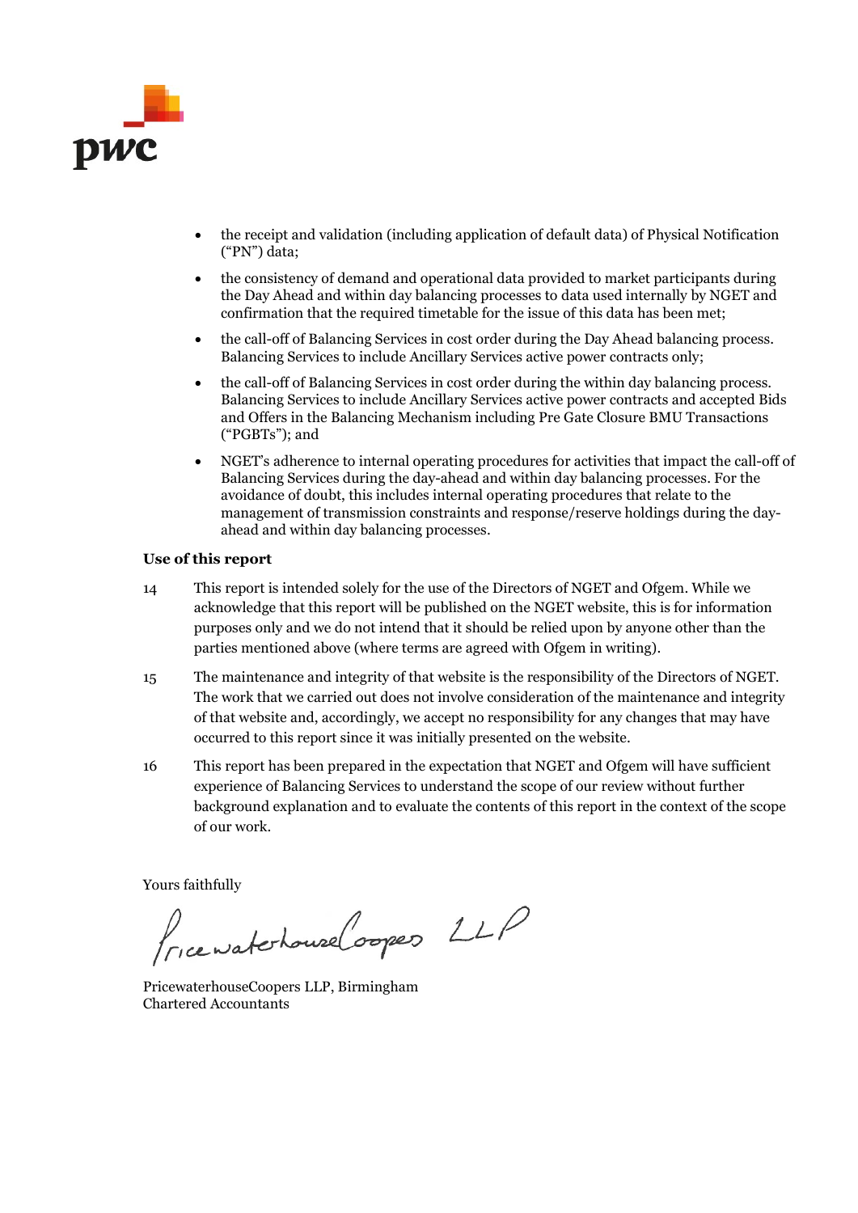- the receipt and validation (including application of default data) of Physical Notification ("PN") data;
- the consistency of demand and operational data provided to market participants during the Day Ahead and within day balancing processes to data used internally by NGET and confirmation that the required timetable for the issue of this data has been met;
- the call-off of Balancing Services in cost order during the Day Ahead balancing process. Balancing Services to include Ancillary Services active power contracts only;
- the call-off of Balancing Services in cost order during the within day balancing process. Balancing Services to include Ancillary Services active power contracts and accepted Bids and Offers in the Balancing Mechanism including Pre Gate Closure BMU Transactions ("PGBTs"); and
- NGET's adherence to internal operating procedures for activities that impact the call-off of Balancing Services during the day-ahead and within day balancing processes. For the avoidance of doubt, this includes internal operating procedures that relate to the management of transmission constraints and response/reserve holdings during the day-ahead and within day balancing processes.

**Use of this report**

14 This report is intended solely for the use of the Directors of NGET and Ofgem. While we acknowledge that this report will be published on the NGET website, this is for information purposes only and we do not intend that it should be relied upon by anyone other than the parties mentioned above (where terms are agreed with Ofgem in writing).

15 The maintenance and integrity of that website is the responsibility of the Directors of NGET. The work that we carried out does not involve consideration of the maintenance and integrity of that website and, accordingly, we accept no responsibility for any changes that may have occurred to this report since it was initially presented on the website.

16 This report has been prepared in the expectation that NGET and Ofgem will have sufficient experience of Balancing Services to understand the scope of our review without further background explanation and to evaluate the contents of this report in the context of the scope of our work.

Yours faithfully

PricewaterhouseCoopers LLP

PricewaterhouseCoopers LLP, Birmingham
Chartered Accountants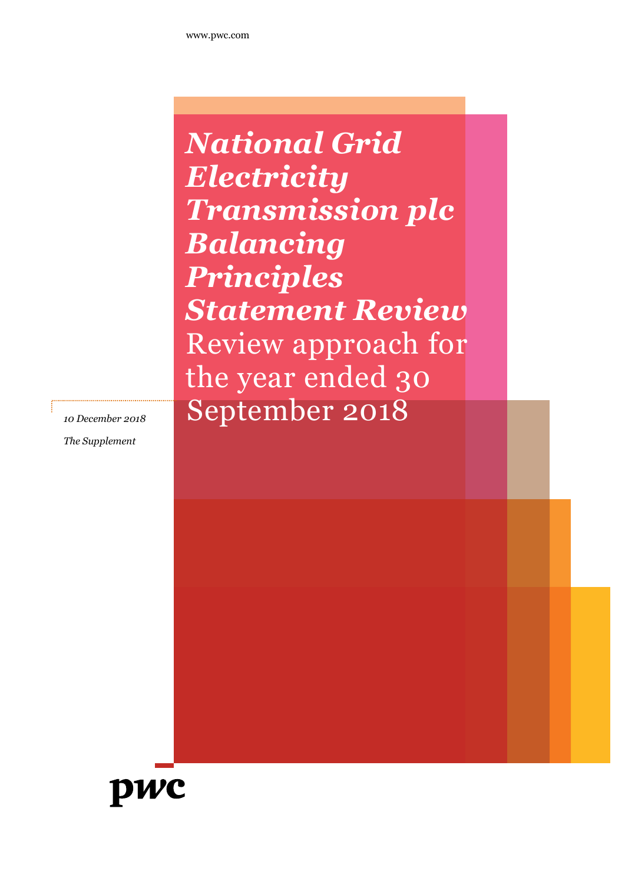www.pwc.com

# *National Grid Electricity Transmission plc Balancing Principles Statement Review*

Review approach for the year ended 30 September 2018

*10 December 2018*

*The Supplement*

pwc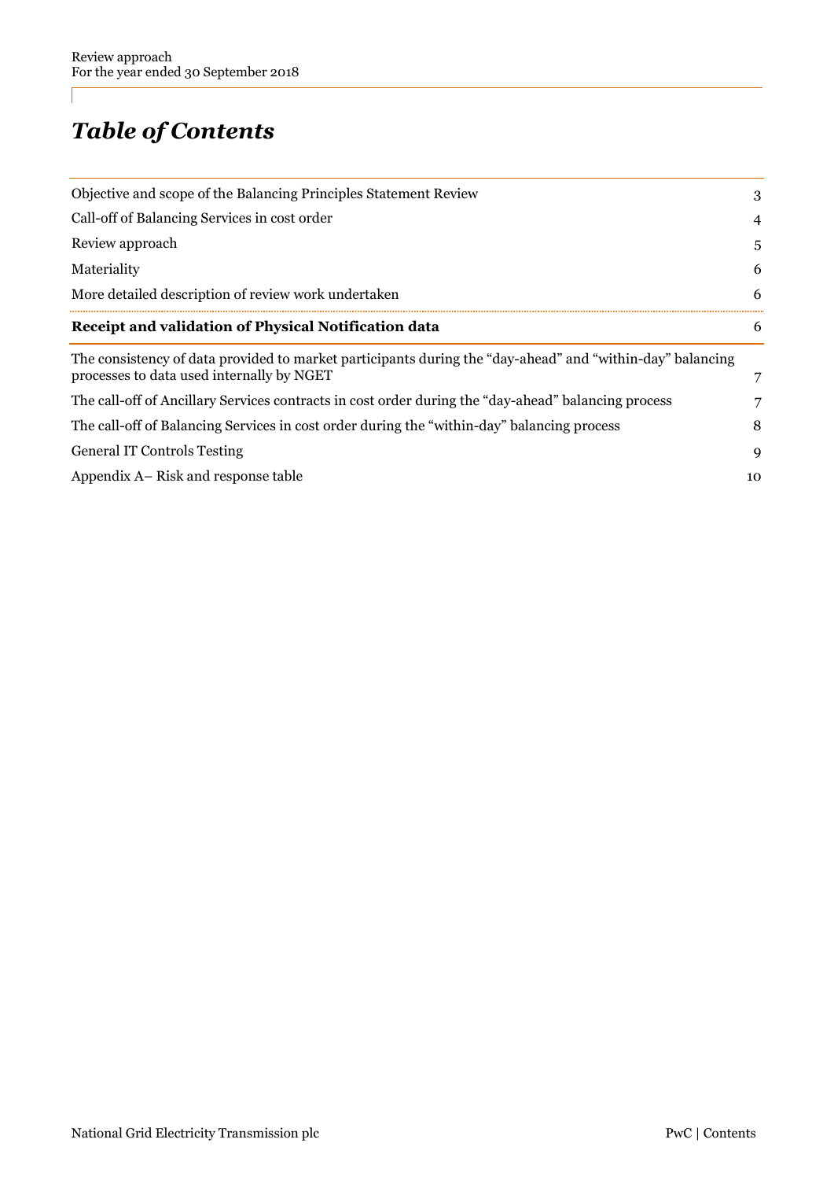# *Table of Contents*

| | |
|---|---|
| Objective and scope of the Balancing Principles Statement Review | 3 |
| Call-off of Balancing Services in cost order | 4 |
| Review approach | 5 |
| Materiality | 6 |
| More detailed description of review work undertaken | 6 |
| **Receipt and validation of Physical Notification data** | **6** |
| The consistency of data provided to market participants during the "day-ahead" and "within-day" balancing processes to data used internally by NGET | 7 |
| The call-off of Ancillary Services contracts in cost order during the "day-ahead" balancing process | 7 |
| The call-off of Balancing Services in cost order during the "within-day" balancing process | 8 |
| General IT Controls Testing | 9 |
| Appendix A– Risk and response table | 10 |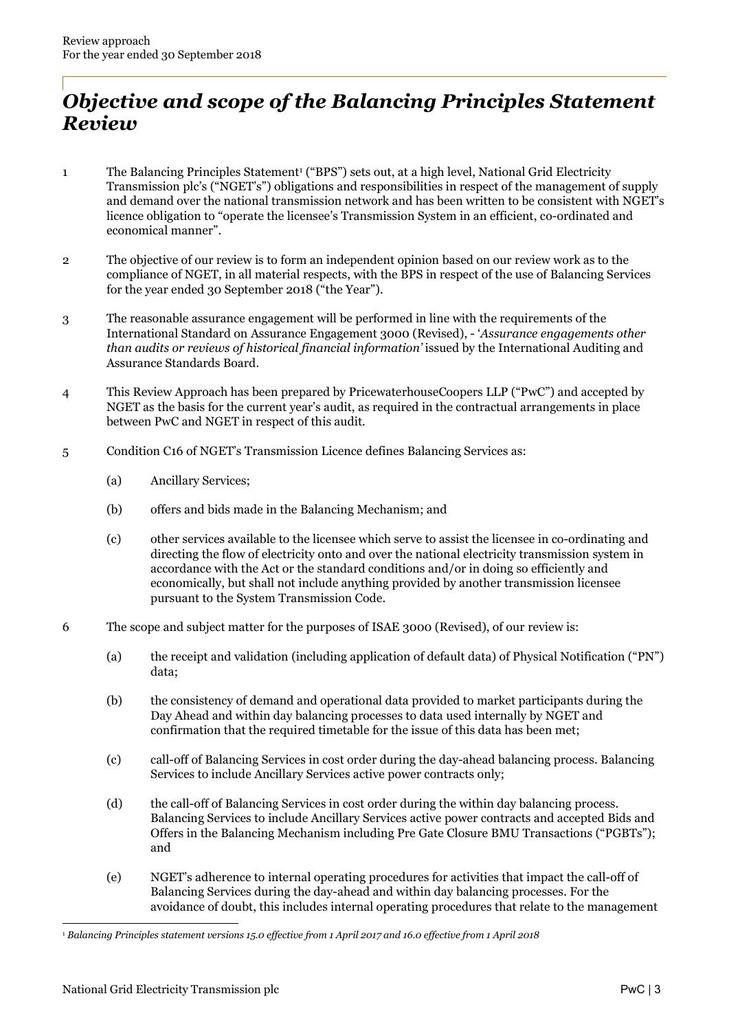# *Objective and scope of the Balancing Principles Statement Review*

1 The Balancing Principles Statement[1] ("BPS") sets out, at a high level, National Grid Electricity Transmission plc's ("NGET's") obligations and responsibilities in respect of the management of supply and demand over the national transmission network and has been written to be consistent with NGET's licence obligation to "operate the licensee's Transmission System in an efficient, co-ordinated and economical manner".

2 The objective of our review is to form an independent opinion based on our review work as to the compliance of NGET, in all material respects, with the BPS in respect of the use of Balancing Services for the year ended 30 September 2018 ("the Year").

3 The reasonable assurance engagement will be performed in line with the requirements of the International Standard on Assurance Engagement 3000 (Revised), - '*Assurance engagements other than audits or reviews of historical financial information'* issued by the International Auditing and Assurance Standards Board.

4 This Review Approach has been prepared by PricewaterhouseCoopers LLP ("PwC") and accepted by NGET as the basis for the current year's audit, as required in the contractual arrangements in place between PwC and NGET in respect of this audit.

5 Condition C16 of NGET's Transmission Licence defines Balancing Services as:

(a) Ancillary Services;

(b) offers and bids made in the Balancing Mechanism; and

(c) other services available to the licensee which serve to assist the licensee in co-ordinating and directing the flow of electricity onto and over the national electricity transmission system in accordance with the Act or the standard conditions and/or in doing so efficiently and economically, but shall not include anything provided by another transmission licensee pursuant to the System Transmission Code.

6 The scope and subject matter for the purposes of ISAE 3000 (Revised), of our review is:

(a) the receipt and validation (including application of default data) of Physical Notification ("PN") data;

(b) the consistency of demand and operational data provided to market participants during the Day Ahead and within day balancing processes to data used internally by NGET and confirmation that the required timetable for the issue of this data has been met;

(c) call-off of Balancing Services in cost order during the day-ahead balancing process. Balancing Services to include Ancillary Services active power contracts only;

(d) the call-off of Balancing Services in cost order during the within day balancing process. Balancing Services to include Ancillary Services active power contracts and accepted Bids and Offers in the Balancing Mechanism including Pre Gate Closure BMU Transactions ("PGBTs"); and

(e) NGET's adherence to internal operating procedures for activities that impact the call-off of Balancing Services during the day-ahead and within day balancing processes. For the avoidance of doubt, this includes internal operating procedures that relate to the management

[1] *Balancing Principles statement versions 15.0 effective from 1 April 2017 and 16.0 effective from 1 April 2018*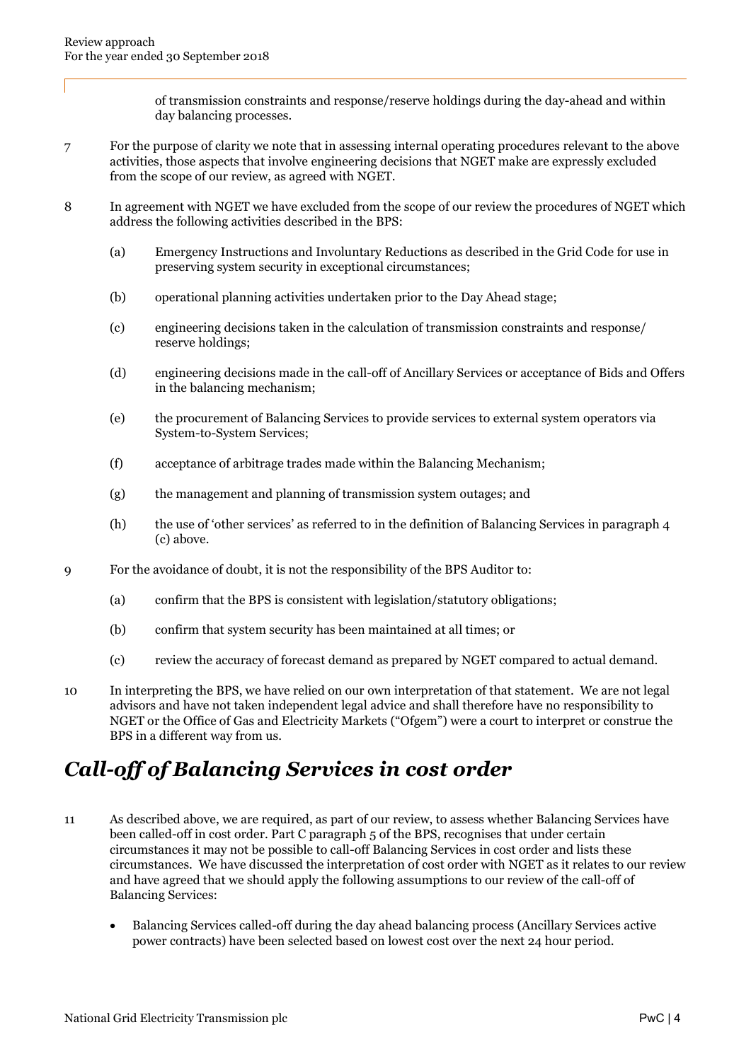of transmission constraints and response/reserve holdings during the day-ahead and within day balancing processes.

7 For the purpose of clarity we note that in assessing internal operating procedures relevant to the above activities, those aspects that involve engineering decisions that NGET make are expressly excluded from the scope of our review, as agreed with NGET.

8 In agreement with NGET we have excluded from the scope of our review the procedures of NGET which address the following activities described in the BPS:

(a) Emergency Instructions and Involuntary Reductions as described in the Grid Code for use in preserving system security in exceptional circumstances;

(b) operational planning activities undertaken prior to the Day Ahead stage;

(c) engineering decisions taken in the calculation of transmission constraints and response/ reserve holdings;

(d) engineering decisions made in the call-off of Ancillary Services or acceptance of Bids and Offers in the balancing mechanism;

(e) the procurement of Balancing Services to provide services to external system operators via System-to-System Services;

(f) acceptance of arbitrage trades made within the Balancing Mechanism;

(g) the management and planning of transmission system outages; and

(h) the use of 'other services' as referred to in the definition of Balancing Services in paragraph 4 (c) above.

9 For the avoidance of doubt, it is not the responsibility of the BPS Auditor to:

(a) confirm that the BPS is consistent with legislation/statutory obligations;

(b) confirm that system security has been maintained at all times; or

(c) review the accuracy of forecast demand as prepared by NGET compared to actual demand.

10 In interpreting the BPS, we have relied on our own interpretation of that statement. We are not legal advisors and have not taken independent legal advice and shall therefore have no responsibility to NGET or the Office of Gas and Electricity Markets ("Ofgem") were a court to interpret or construe the BPS in a different way from us.

## *Call-off of Balancing Services in cost order*

11 As described above, we are required, as part of our review, to assess whether Balancing Services have been called-off in cost order. Part C paragraph 5 of the BPS, recognises that under certain circumstances it may not be possible to call-off Balancing Services in cost order and lists these circumstances. We have discussed the interpretation of cost order with NGET as it relates to our review and have agreed that we should apply the following assumptions to our review of the call-off of Balancing Services:

- Balancing Services called-off during the day ahead balancing process (Ancillary Services active power contracts) have been selected based on lowest cost over the next 24 hour period.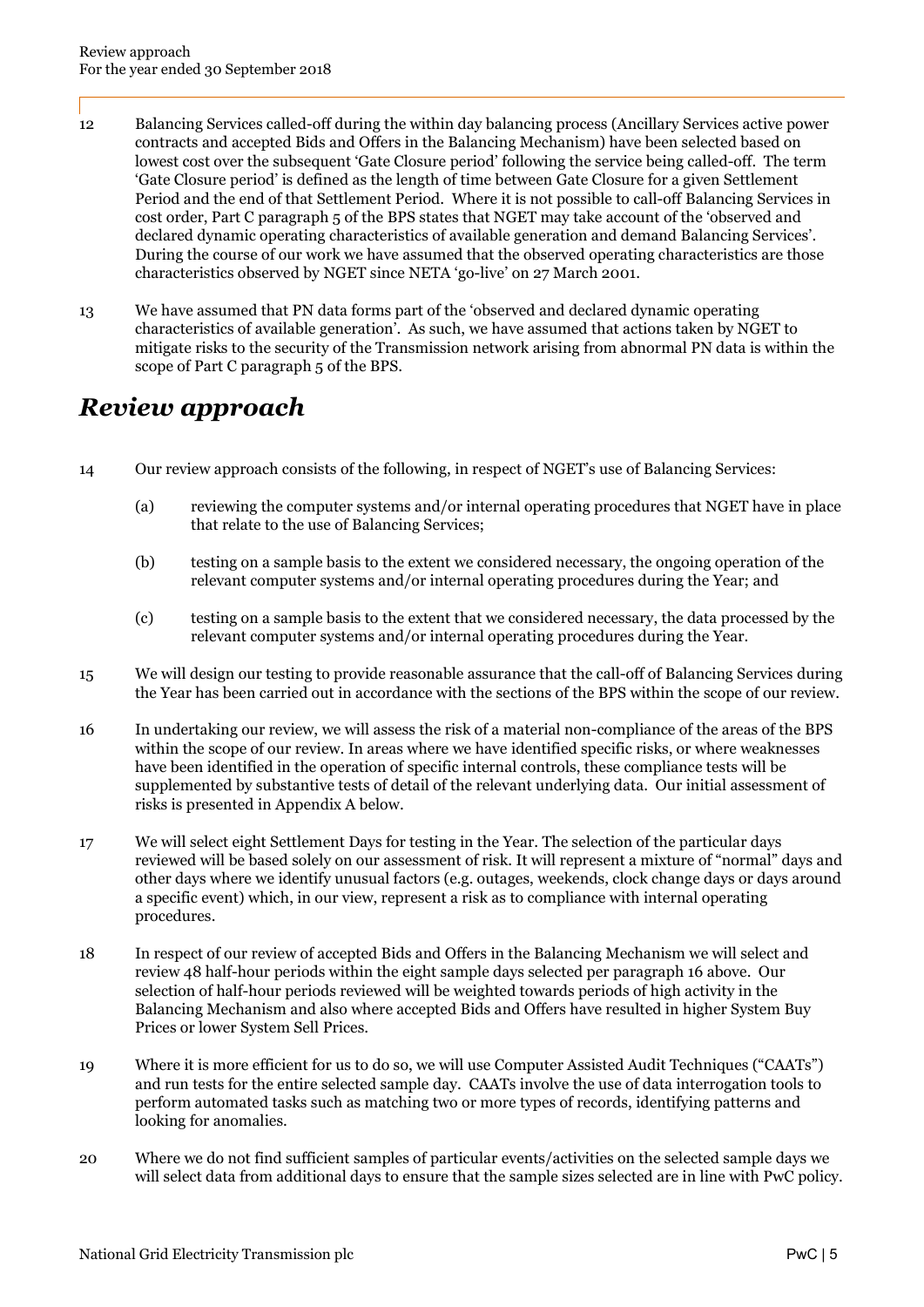12 Balancing Services called-off during the within day balancing process (Ancillary Services active power contracts and accepted Bids and Offers in the Balancing Mechanism) have been selected based on lowest cost over the subsequent 'Gate Closure period' following the service being called-off. The term 'Gate Closure period' is defined as the length of time between Gate Closure for a given Settlement Period and the end of that Settlement Period. Where it is not possible to call-off Balancing Services in cost order, Part C paragraph 5 of the BPS states that NGET may take account of the 'observed and declared dynamic operating characteristics of available generation and demand Balancing Services'. During the course of our work we have assumed that the observed operating characteristics are those characteristics observed by NGET since NETA 'go-live' on 27 March 2001.

13 We have assumed that PN data forms part of the 'observed and declared dynamic operating characteristics of available generation'. As such, we have assumed that actions taken by NGET to mitigate risks to the security of the Transmission network arising from abnormal PN data is within the scope of Part C paragraph 5 of the BPS.

## *Review approach*

14 Our review approach consists of the following, in respect of NGET's use of Balancing Services:

- (a) reviewing the computer systems and/or internal operating procedures that NGET have in place that relate to the use of Balancing Services;
- (b) testing on a sample basis to the extent we considered necessary, the ongoing operation of the relevant computer systems and/or internal operating procedures during the Year; and
- (c) testing on a sample basis to the extent that we considered necessary, the data processed by the relevant computer systems and/or internal operating procedures during the Year.

15 We will design our testing to provide reasonable assurance that the call-off of Balancing Services during the Year has been carried out in accordance with the sections of the BPS within the scope of our review.

16 In undertaking our review, we will assess the risk of a material non-compliance of the areas of the BPS within the scope of our review. In areas where we have identified specific risks, or where weaknesses have been identified in the operation of specific internal controls, these compliance tests will be supplemented by substantive tests of detail of the relevant underlying data. Our initial assessment of risks is presented in Appendix A below.

17 We will select eight Settlement Days for testing in the Year. The selection of the particular days reviewed will be based solely on our assessment of risk. It will represent a mixture of "normal" days and other days where we identify unusual factors (e.g. outages, weekends, clock change days or days around a specific event) which, in our view, represent a risk as to compliance with internal operating procedures.

18 In respect of our review of accepted Bids and Offers in the Balancing Mechanism we will select and review 48 half-hour periods within the eight sample days selected per paragraph 16 above. Our selection of half-hour periods reviewed will be weighted towards periods of high activity in the Balancing Mechanism and also where accepted Bids and Offers have resulted in higher System Buy Prices or lower System Sell Prices.

19 Where it is more efficient for us to do so, we will use Computer Assisted Audit Techniques ("CAATs") and run tests for the entire selected sample day. CAATs involve the use of data interrogation tools to perform automated tasks such as matching two or more types of records, identifying patterns and looking for anomalies.

20 Where we do not find sufficient samples of particular events/activities on the selected sample days we will select data from additional days to ensure that the sample sizes selected are in line with PwC policy.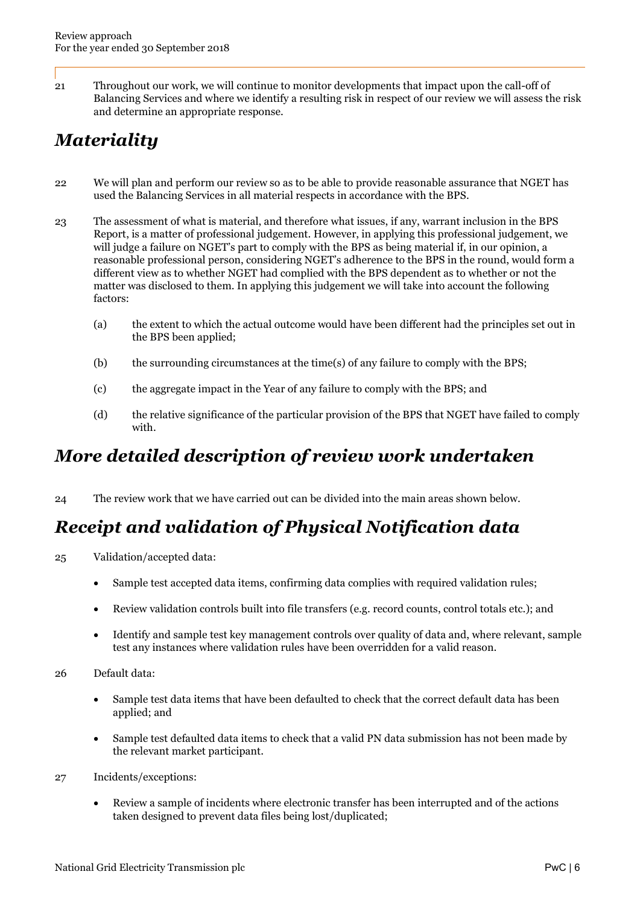21 Throughout our work, we will continue to monitor developments that impact upon the call-off of Balancing Services and where we identify a resulting risk in respect of our review we will assess the risk and determine an appropriate response.

## *Materiality*

22 We will plan and perform our review so as to be able to provide reasonable assurance that NGET has used the Balancing Services in all material respects in accordance with the BPS.

23 The assessment of what is material, and therefore what issues, if any, warrant inclusion in the BPS Report, is a matter of professional judgement. However, in applying this professional judgement, we will judge a failure on NGET's part to comply with the BPS as being material if, in our opinion, a reasonable professional person, considering NGET's adherence to the BPS in the round, would form a different view as to whether NGET had complied with the BPS dependent as to whether or not the matter was disclosed to them. In applying this judgement we will take into account the following factors:

(a) the extent to which the actual outcome would have been different had the principles set out in the BPS been applied;

(b) the surrounding circumstances at the time(s) of any failure to comply with the BPS;

(c) the aggregate impact in the Year of any failure to comply with the BPS; and

(d) the relative significance of the particular provision of the BPS that NGET have failed to comply with.

## *More detailed description of review work undertaken*

24 The review work that we have carried out can be divided into the main areas shown below.

## *Receipt and validation of Physical Notification data*

25 Validation/accepted data:

- Sample test accepted data items, confirming data complies with required validation rules;
- Review validation controls built into file transfers (e.g. record counts, control totals etc.); and
- Identify and sample test key management controls over quality of data and, where relevant, sample test any instances where validation rules have been overridden for a valid reason.

26 Default data:

- Sample test data items that have been defaulted to check that the correct default data has been applied; and
- Sample test defaulted data items to check that a valid PN data submission has not been made by the relevant market participant.

27 Incidents/exceptions:

- Review a sample of incidents where electronic transfer has been interrupted and of the actions taken designed to prevent data files being lost/duplicated;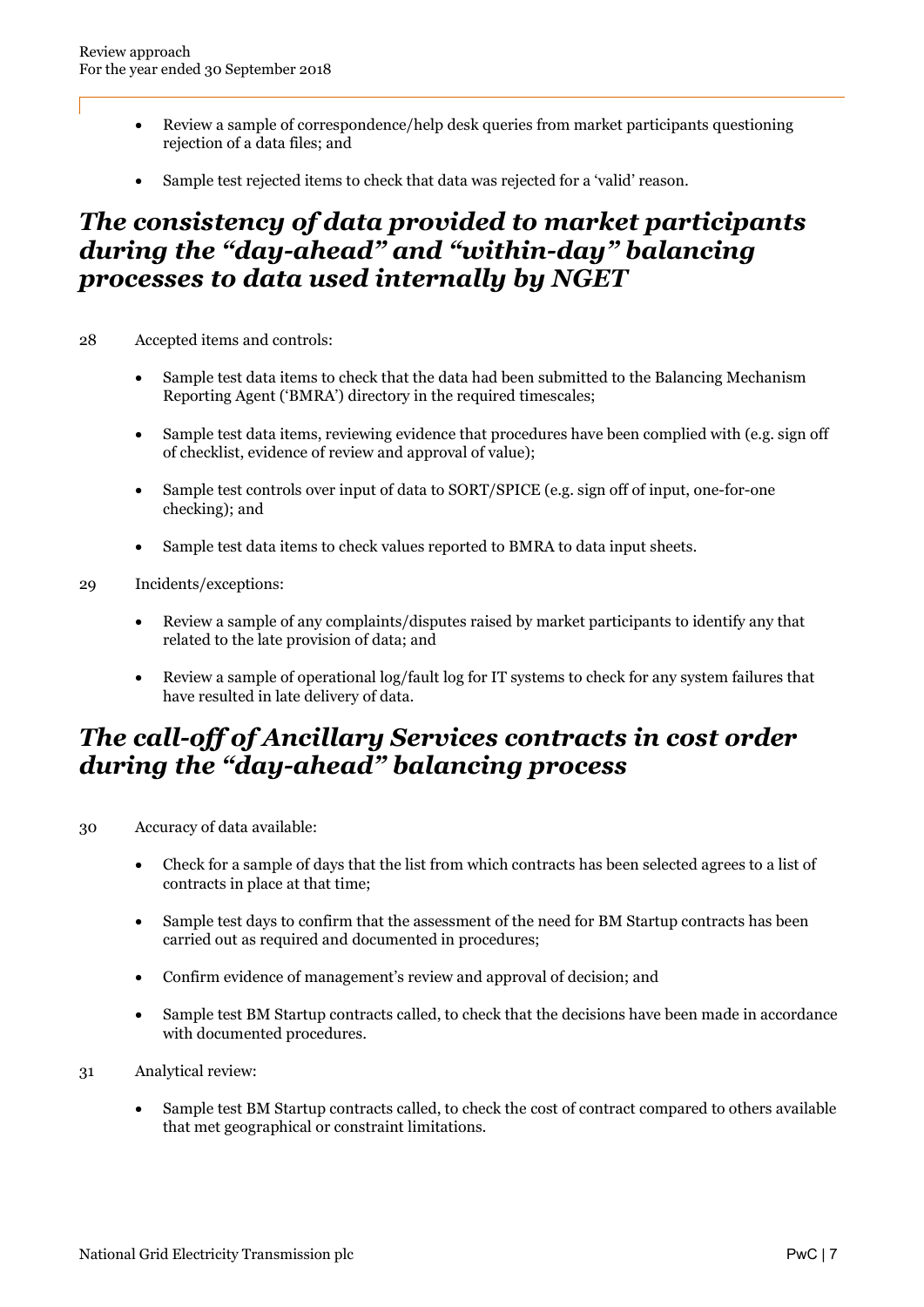- Review a sample of correspondence/help desk queries from market participants questioning rejection of a data files; and
- Sample test rejected items to check that data was rejected for a 'valid' reason.

## *The consistency of data provided to market participants during the "day-ahead" and "within-day" balancing processes to data used internally by NGET*

28 Accepted items and controls:

- Sample test data items to check that the data had been submitted to the Balancing Mechanism Reporting Agent ('BMRA') directory in the required timescales;
- Sample test data items, reviewing evidence that procedures have been complied with (e.g. sign off of checklist, evidence of review and approval of value);
- Sample test controls over input of data to SORT/SPICE (e.g. sign off of input, one-for-one checking); and
- Sample test data items to check values reported to BMRA to data input sheets.

29 Incidents/exceptions:

- Review a sample of any complaints/disputes raised by market participants to identify any that related to the late provision of data; and
- Review a sample of operational log/fault log for IT systems to check for any system failures that have resulted in late delivery of data.

## *The call-off of Ancillary Services contracts in cost order during the "day-ahead" balancing process*

30 Accuracy of data available:

- Check for a sample of days that the list from which contracts has been selected agrees to a list of contracts in place at that time;
- Sample test days to confirm that the assessment of the need for BM Startup contracts has been carried out as required and documented in procedures;
- Confirm evidence of management's review and approval of decision; and
- Sample test BM Startup contracts called, to check that the decisions have been made in accordance with documented procedures.

31 Analytical review:

- Sample test BM Startup contracts called, to check the cost of contract compared to others available that met geographical or constraint limitations.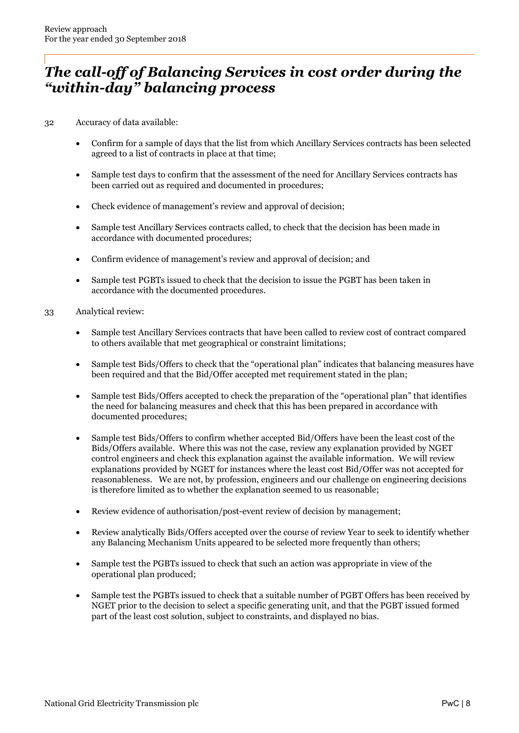## *The call-off of Balancing Services in cost order during the "within-day" balancing process*

32 Accuracy of data available:

- Confirm for a sample of days that the list from which Ancillary Services contracts has been selected agreed to a list of contracts in place at that time;
- Sample test days to confirm that the assessment of the need for Ancillary Services contracts has been carried out as required and documented in procedures;
- Check evidence of management's review and approval of decision;
- Sample test Ancillary Services contracts called, to check that the decision has been made in accordance with documented procedures;
- Confirm evidence of management's review and approval of decision; and
- Sample test PGBTs issued to check that the decision to issue the PGBT has been taken in accordance with the documented procedures.

33 Analytical review:

- Sample test Ancillary Services contracts that have been called to review cost of contract compared to others available that met geographical or constraint limitations;
- Sample test Bids/Offers to check that the "operational plan" indicates that balancing measures have been required and that the Bid/Offer accepted met requirement stated in the plan;
- Sample test Bids/Offers accepted to check the preparation of the "operational plan" that identifies the need for balancing measures and check that this has been prepared in accordance with documented procedures;
- Sample test Bids/Offers to confirm whether accepted Bid/Offers have been the least cost of the Bids/Offers available. Where this was not the case, review any explanation provided by NGET control engineers and check this explanation against the available information. We will review explanations provided by NGET for instances where the least cost Bid/Offer was not accepted for reasonableness. We are not, by profession, engineers and our challenge on engineering decisions is therefore limited as to whether the explanation seemed to us reasonable;
- Review evidence of authorisation/post-event review of decision by management;
- Review analytically Bids/Offers accepted over the course of review Year to seek to identify whether any Balancing Mechanism Units appeared to be selected more frequently than others;
- Sample test the PGBTs issued to check that such an action was appropriate in view of the operational plan produced;
- Sample test the PGBTs issued to check that a suitable number of PGBT Offers has been received by NGET prior to the decision to select a specific generating unit, and that the PGBT issued formed part of the least cost solution, subject to constraints, and displayed no bias.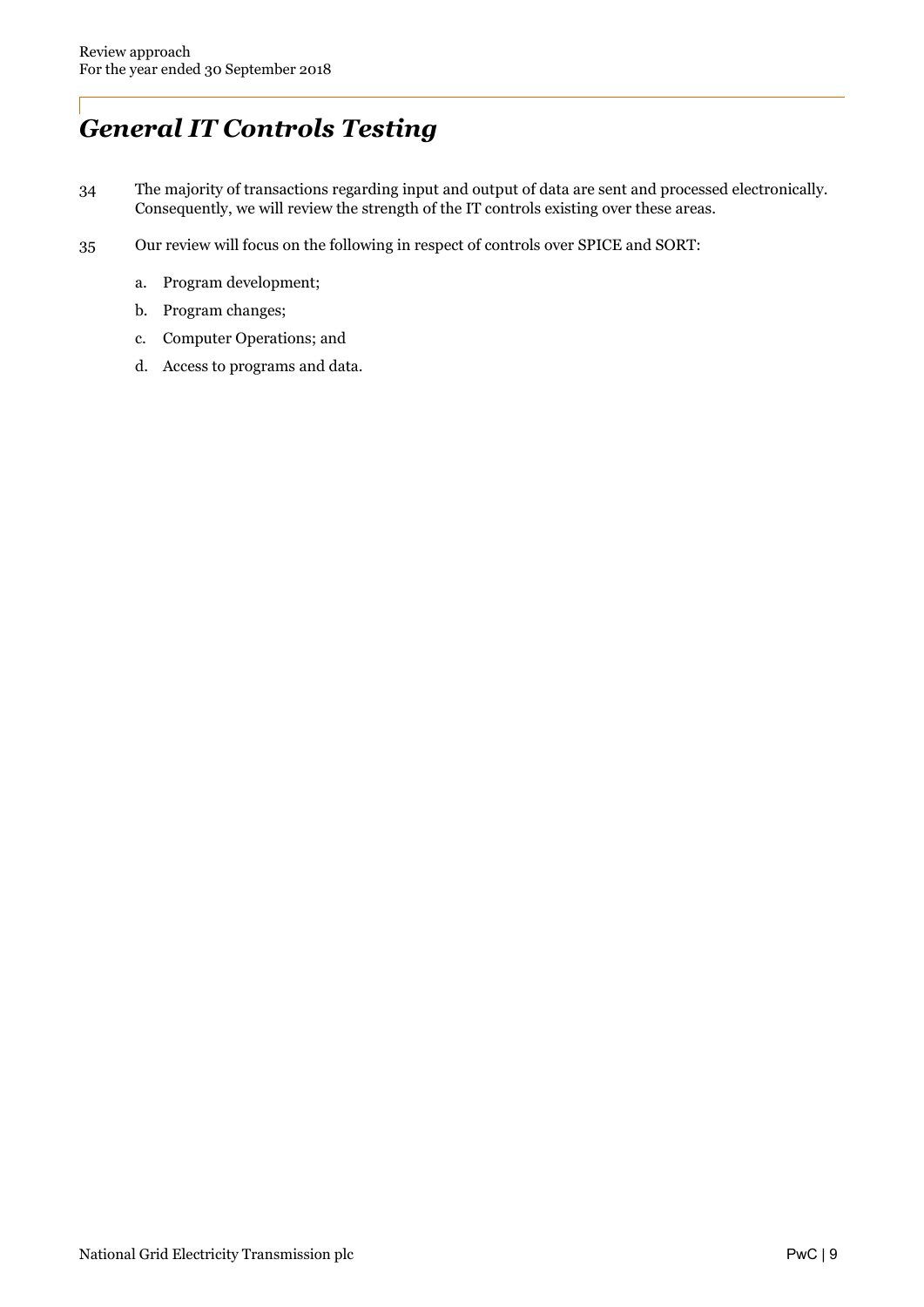## *General IT Controls Testing*

34 The majority of transactions regarding input and output of data are sent and processed electronically. Consequently, we will review the strength of the IT controls existing over these areas.

35 Our review will focus on the following in respect of controls over SPICE and SORT:

a. Program development;

b. Program changes;

c. Computer Operations; and

d. Access to programs and data.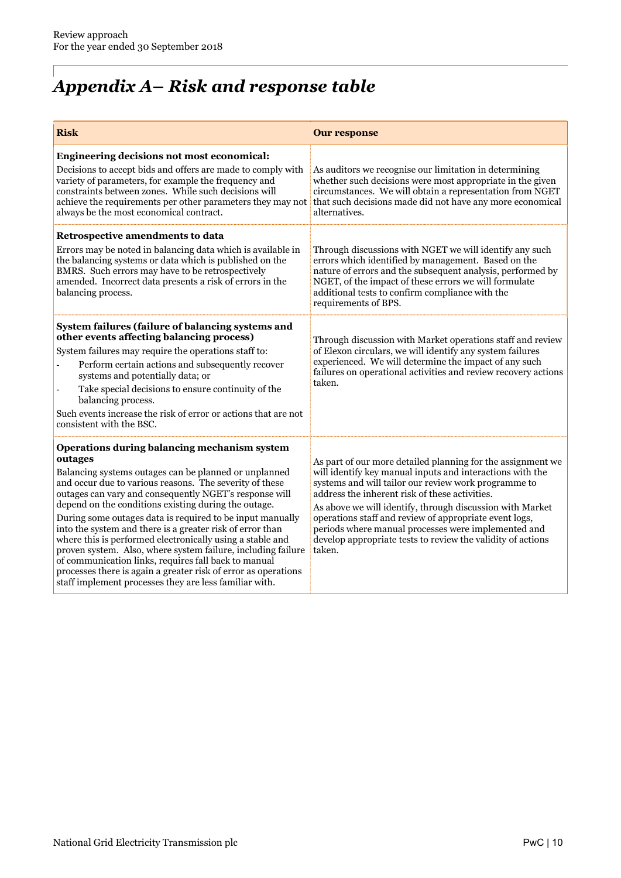# *Appendix A– Risk and response table*

| Risk | Our response |
|---|---|
| **Engineering decisions not most economical:**<br>Decisions to accept bids and offers are made to comply with variety of parameters, for example the frequency and constraints between zones. While such decisions will achieve the requirements per other parameters they may not always be the most economical contract. | As auditors we recognise our limitation in determining whether such decisions were most appropriate in the given circumstances. We will obtain a representation from NGET that such decisions made did not have any more economical alternatives. |
| **Retrospective amendments to data**<br>Errors may be noted in balancing data which is available in the balancing systems or data which is published on the BMRS. Such errors may have to be retrospectively amended. Incorrect data presents a risk of errors in the balancing process. | Through discussions with NGET we will identify any such errors which identified by management. Based on the nature of errors and the subsequent analysis, performed by NGET, of the impact of these errors we will formulate additional tests to confirm compliance with the requirements of BPS. |
| **System failures (failure of balancing systems and other events affecting balancing process)**<br>System failures may require the operations staff to:<br>- Perform certain actions and subsequently recover systems and potentially data; or<br>- Take special decisions to ensure continuity of the balancing process.<br>Such events increase the risk of error or actions that are not consistent with the BSC. | Through discussion with Market operations staff and review of Elexon circulars, we will identify any system failures experienced. We will determine the impact of any such failures on operational activities and review recovery actions taken. |
| **Operations during balancing mechanism system outages**<br>Balancing systems outages can be planned or unplanned and occur due to various reasons. The severity of these outages can vary and consequently NGET's response will depend on the conditions existing during the outage.<br>During some outages data is required to be input manually into the system and there is a greater risk of error than where this is performed electronically using a stable and proven system. Also, where system failure, including failure of communication links, requires fall back to manual processes there is again a greater risk of error as operations staff implement processes they are less familiar with. | As part of our more detailed planning for the assignment we will identify key manual inputs and interactions with the systems and will tailor our review work programme to address the inherent risk of these activities.<br>As above we will identify, through discussion with Market operations staff and review of appropriate event logs, periods where manual processes were implemented and develop appropriate tests to review the validity of actions taken. |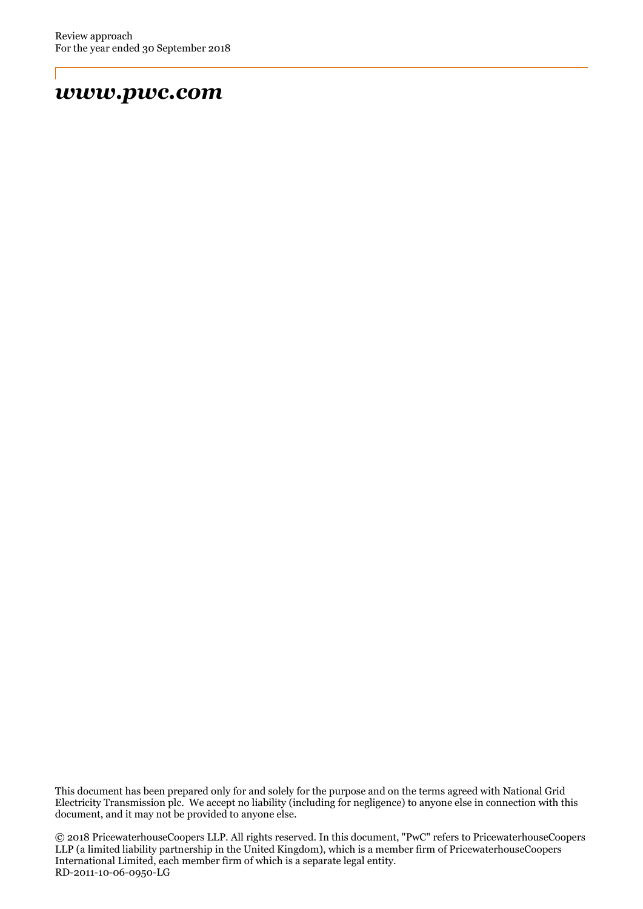# *www.pwc.com*

This document has been prepared only for and solely for the purpose and on the terms agreed with National Grid Electricity Transmission plc. We accept no liability (including for negligence) to anyone else in connection with this document, and it may not be provided to anyone else.

© 2018 PricewaterhouseCoopers LLP. All rights reserved. In this document, "PwC" refers to PricewaterhouseCoopers LLP (a limited liability partnership in the United Kingdom), which is a member firm of PricewaterhouseCoopers International Limited, each member firm of which is a separate legal entity.
RD-2011-10-06-0950-LG